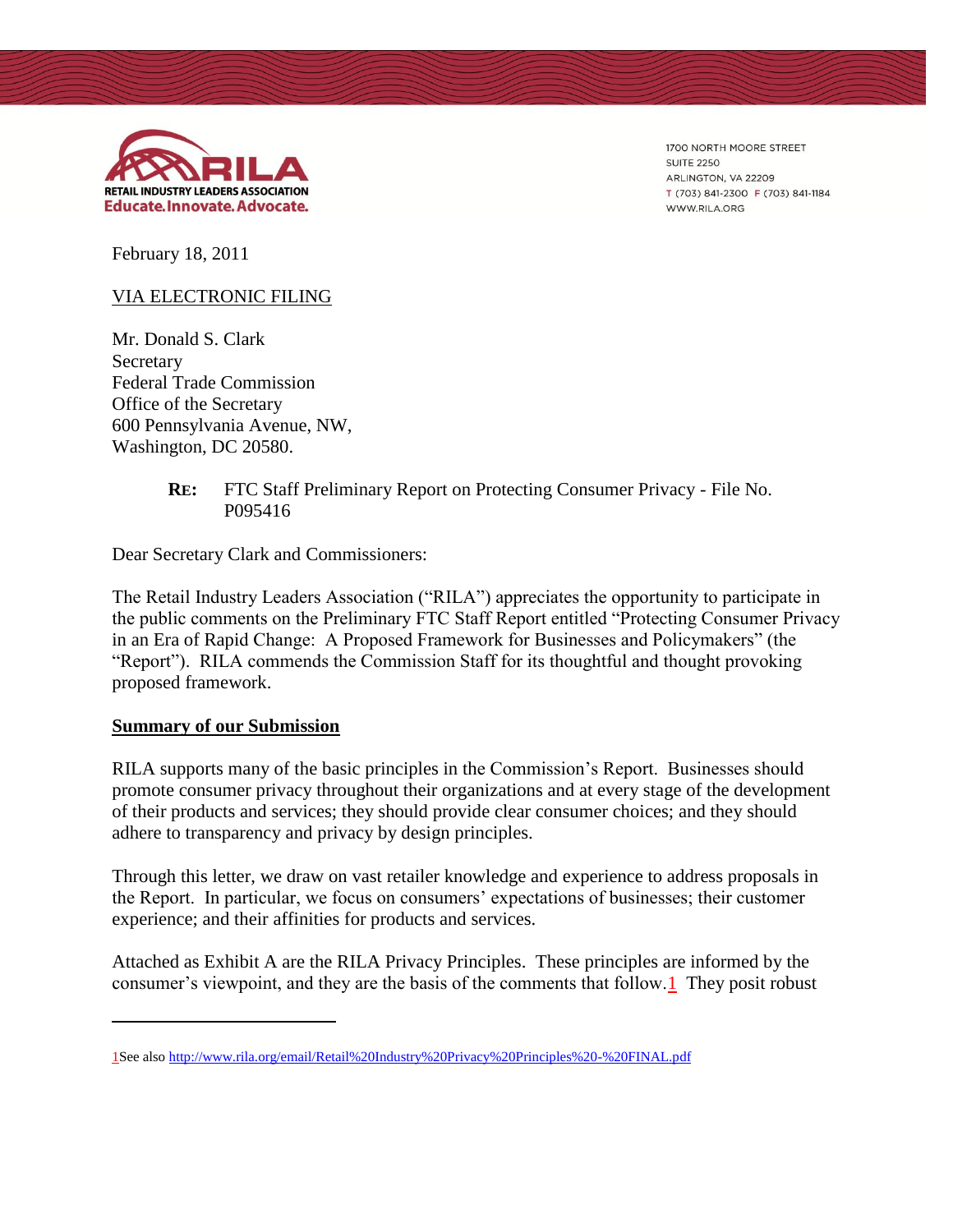**RILA**
**RETAIL INDUSTRY LEADERS ASSOCIATION**
**Educate. Innovate. Advocate.**

1700 NORTH MOORE STREET
SUITE 2250
ARLINGTON, VA 22209
T (703) 841-2300 F (703) 841-1184
WWW.RILA.ORG

February 18, 2011

VIA ELECTRONIC FILING

Mr. Donald S. Clark
Secretary
Federal Trade Commission
Office of the Secretary
600 Pennsylvania Avenue, NW,
Washington, DC 20580.

**RE:** FTC Staff Preliminary Report on Protecting Consumer Privacy - File No. P095416

Dear Secretary Clark and Commissioners:

The Retail Industry Leaders Association ("RILA") appreciates the opportunity to participate in the public comments on the Preliminary FTC Staff Report entitled "Protecting Consumer Privacy in an Era of Rapid Change: A Proposed Framework for Businesses and Policymakers" (the "Report"). RILA commends the Commission Staff for its thoughtful and thought provoking proposed framework.

## Summary of our Submission

RILA supports many of the basic principles in the Commission's Report. Businesses should promote consumer privacy throughout their organizations and at every stage of the development of their products and services; they should provide clear consumer choices; and they should adhere to transparency and privacy by design principles.

Through this letter, we draw on vast retailer knowledge and experience to address proposals in the Report. In particular, we focus on consumers' expectations of businesses; their customer experience; and their affinities for products and services.

Attached as Exhibit A are the RILA Privacy Principles. These principles are informed by the consumer's viewpoint, and they are the basis of the comments that follow.[1] They posit robust

---

[1] See also http://www.rila.org/email/Retail%20Industry%20Privacy%20Principles%20-%20FINAL.pdf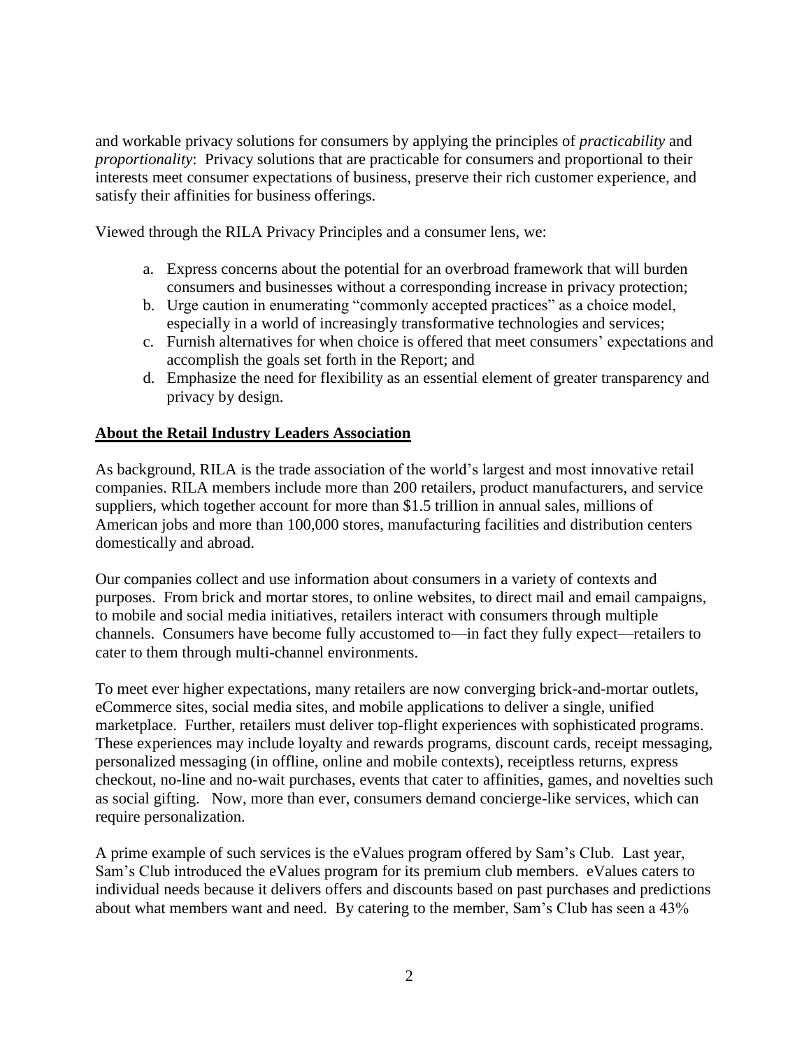and workable privacy solutions for consumers by applying the principles of *practicability* and *proportionality*: Privacy solutions that are practicable for consumers and proportional to their interests meet consumer expectations of business, preserve their rich customer experience, and satisfy their affinities for business offerings.

Viewed through the RILA Privacy Principles and a consumer lens, we:

a. Express concerns about the potential for an overbroad framework that will burden consumers and businesses without a corresponding increase in privacy protection;
b. Urge caution in enumerating "commonly accepted practices" as a choice model, especially in a world of increasingly transformative technologies and services;
c. Furnish alternatives for when choice is offered that meet consumers' expectations and accomplish the goals set forth in the Report; and
d. Emphasize the need for flexibility as an essential element of greater transparency and privacy by design.

## About the Retail Industry Leaders Association

As background, RILA is the trade association of the world's largest and most innovative retail companies. RILA members include more than 200 retailers, product manufacturers, and service suppliers, which together account for more than $1.5 trillion in annual sales, millions of American jobs and more than 100,000 stores, manufacturing facilities and distribution centers domestically and abroad.

Our companies collect and use information about consumers in a variety of contexts and purposes. From brick and mortar stores, to online websites, to direct mail and email campaigns, to mobile and social media initiatives, retailers interact with consumers through multiple channels. Consumers have become fully accustomed to—in fact they fully expect—retailers to cater to them through multi-channel environments.

To meet ever higher expectations, many retailers are now converging brick-and-mortar outlets, eCommerce sites, social media sites, and mobile applications to deliver a single, unified marketplace. Further, retailers must deliver top-flight experiences with sophisticated programs. These experiences may include loyalty and rewards programs, discount cards, receipt messaging, personalized messaging (in offline, online and mobile contexts), receiptless returns, express checkout, no-line and no-wait purchases, events that cater to affinities, games, and novelties such as social gifting. Now, more than ever, consumers demand concierge-like services, which can require personalization.

A prime example of such services is the eValues program offered by Sam's Club. Last year, Sam's Club introduced the eValues program for its premium club members. eValues caters to individual needs because it delivers offers and discounts based on past purchases and predictions about what members want and need. By catering to the member, Sam's Club has seen a 43%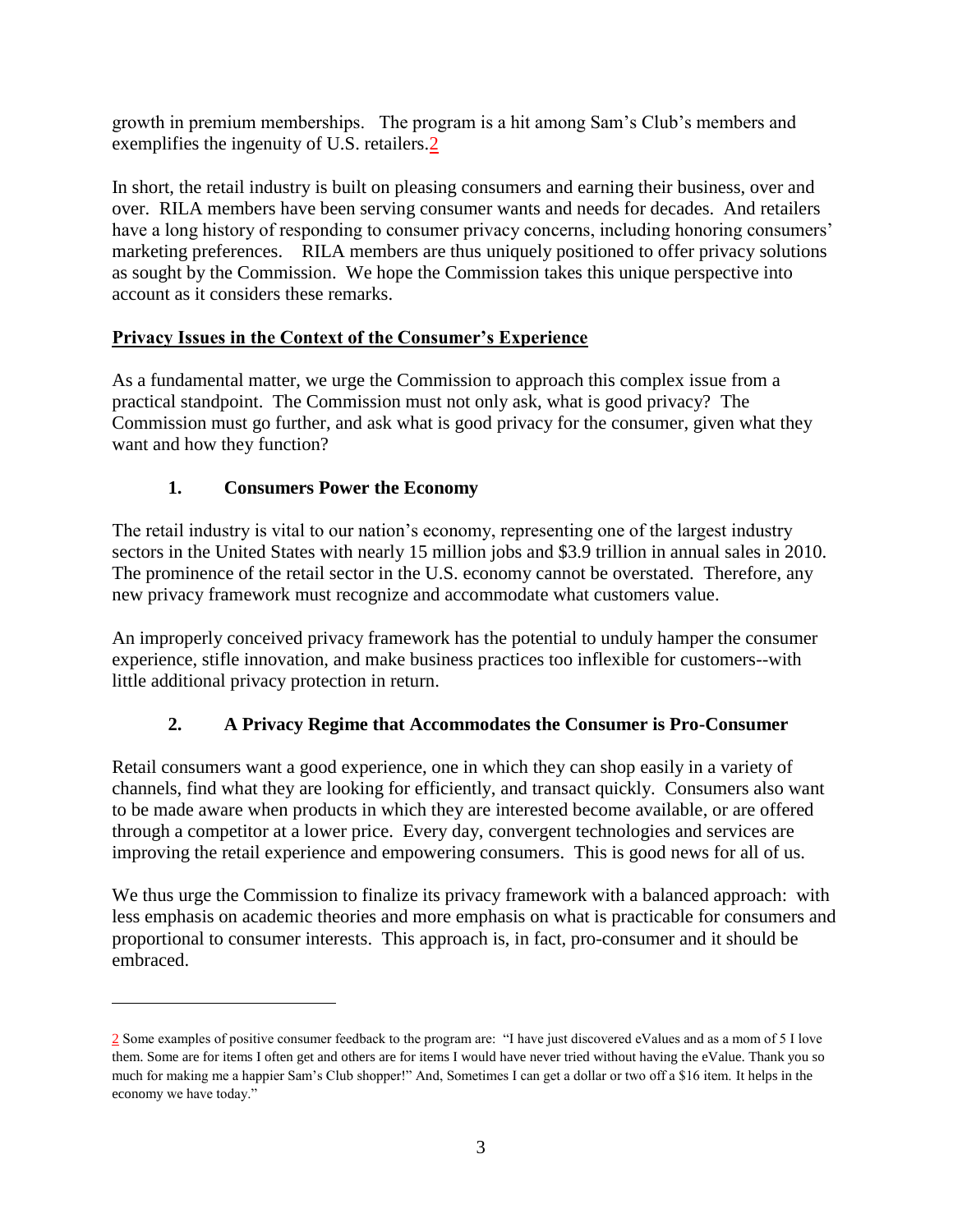growth in premium memberships. The program is a hit among Sam's Club's members and exemplifies the ingenuity of U.S. retailers.[2]

In short, the retail industry is built on pleasing consumers and earning their business, over and over. RILA members have been serving consumer wants and needs for decades. And retailers have a long history of responding to consumer privacy concerns, including honoring consumers' marketing preferences. RILA members are thus uniquely positioned to offer privacy solutions as sought by the Commission. We hope the Commission takes this unique perspective into account as it considers these remarks.

## Privacy Issues in the Context of the Consumer's Experience

As a fundamental matter, we urge the Commission to approach this complex issue from a practical standpoint. The Commission must not only ask, what is good privacy? The Commission must go further, and ask what is good privacy for the consumer, given what they want and how they function?

### 1. Consumers Power the Economy

The retail industry is vital to our nation's economy, representing one of the largest industry sectors in the United States with nearly 15 million jobs and $3.9 trillion in annual sales in 2010. The prominence of the retail sector in the U.S. economy cannot be overstated. Therefore, any new privacy framework must recognize and accommodate what customers value.

An improperly conceived privacy framework has the potential to unduly hamper the consumer experience, stifle innovation, and make business practices too inflexible for customers--with little additional privacy protection in return.

### 2. A Privacy Regime that Accommodates the Consumer is Pro-Consumer

Retail consumers want a good experience, one in which they can shop easily in a variety of channels, find what they are looking for efficiently, and transact quickly. Consumers also want to be made aware when products in which they are interested become available, or are offered through a competitor at a lower price. Every day, convergent technologies and services are improving the retail experience and empowering consumers. This is good news for all of us.

We thus urge the Commission to finalize its privacy framework with a balanced approach: with less emphasis on academic theories and more emphasis on what is practicable for consumers and proportional to consumer interests. This approach is, in fact, pro-consumer and it should be embraced.

---

[2] Some examples of positive consumer feedback to the program are: "I have just discovered eValues and as a mom of 5 I love them. Some are for items I often get and others are for items I would have never tried without having the eValue. Thank you so much for making me a happier Sam's Club shopper!" And, Sometimes I can get a dollar or two off a $16 item. It helps in the economy we have today."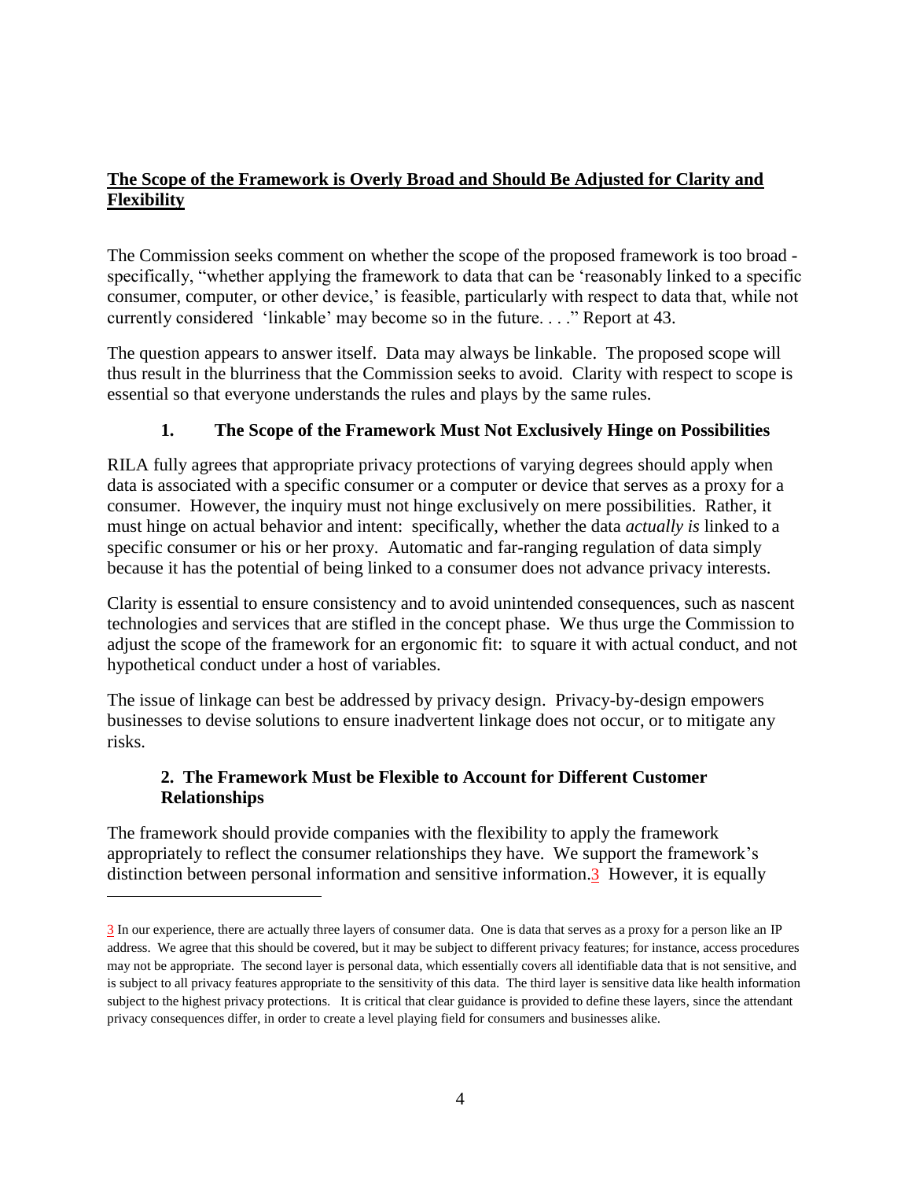**The Scope of the Framework is Overly Broad and Should Be Adjusted for Clarity and Flexibility**

The Commission seeks comment on whether the scope of the proposed framework is too broad - specifically, "whether applying the framework to data that can be 'reasonably linked to a specific consumer, computer, or other device,' is feasible, particularly with respect to data that, while not currently considered 'linkable' may become so in the future. . . ." Report at 43.

The question appears to answer itself. Data may always be linkable. The proposed scope will thus result in the blurriness that the Commission seeks to avoid. Clarity with respect to scope is essential so that everyone understands the rules and plays by the same rules.

### 1. The Scope of the Framework Must Not Exclusively Hinge on Possibilities

RILA fully agrees that appropriate privacy protections of varying degrees should apply when data is associated with a specific consumer or a computer or device that serves as a proxy for a consumer. However, the inquiry must not hinge exclusively on mere possibilities. Rather, it must hinge on actual behavior and intent: specifically, whether the data *actually is* linked to a specific consumer or his or her proxy. Automatic and far-ranging regulation of data simply because it has the potential of being linked to a consumer does not advance privacy interests.

Clarity is essential to ensure consistency and to avoid unintended consequences, such as nascent technologies and services that are stifled in the concept phase. We thus urge the Commission to adjust the scope of the framework for an ergonomic fit: to square it with actual conduct, and not hypothetical conduct under a host of variables.

The issue of linkage can best be addressed by privacy design. Privacy-by-design empowers businesses to devise solutions to ensure inadvertent linkage does not occur, or to mitigate any risks.

### 2. The Framework Must be Flexible to Account for Different Customer Relationships

The framework should provide companies with the flexibility to apply the framework appropriately to reflect the consumer relationships they have. We support the framework's distinction between personal information and sensitive information.[3] However, it is equally

---

[3] In our experience, there are actually three layers of consumer data. One is data that serves as a proxy for a person like an IP address. We agree that this should be covered, but it may be subject to different privacy features; for instance, access procedures may not be appropriate. The second layer is personal data, which essentially covers all identifiable data that is not sensitive, and is subject to all privacy features appropriate to the sensitivity of this data. The third layer is sensitive data like health information subject to the highest privacy protections. It is critical that clear guidance is provided to define these layers, since the attendant privacy consequences differ, in order to create a level playing field for consumers and businesses alike.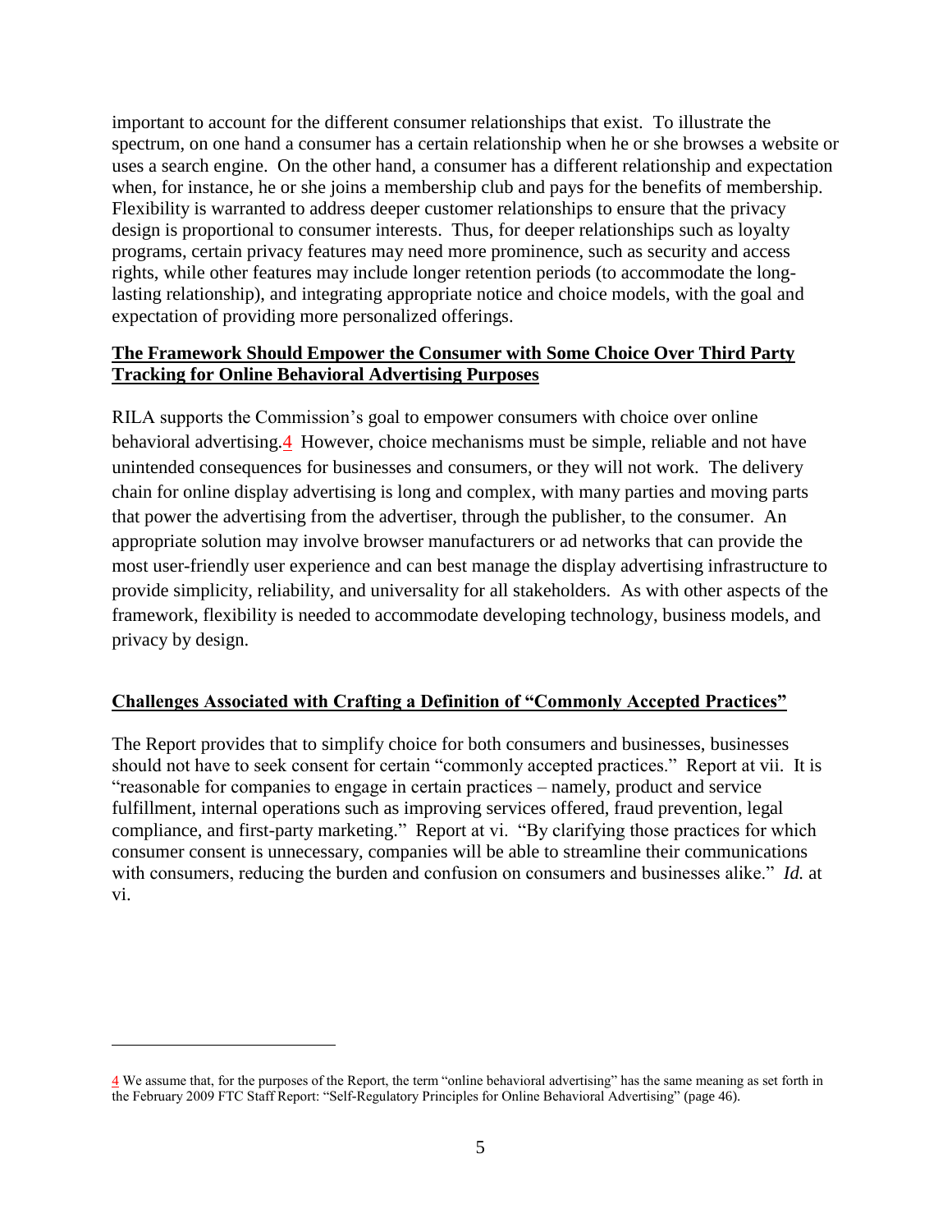important to account for the different consumer relationships that exist. To illustrate the spectrum, on one hand a consumer has a certain relationship when he or she browses a website or uses a search engine. On the other hand, a consumer has a different relationship and expectation when, for instance, he or she joins a membership club and pays for the benefits of membership. Flexibility is warranted to address deeper customer relationships to ensure that the privacy design is proportional to consumer interests. Thus, for deeper relationships such as loyalty programs, certain privacy features may need more prominence, such as security and access rights, while other features may include longer retention periods (to accommodate the long-lasting relationship), and integrating appropriate notice and choice models, with the goal and expectation of providing more personalized offerings.

**The Framework Should Empower the Consumer with Some Choice Over Third Party Tracking for Online Behavioral Advertising Purposes**

RILA supports the Commission's goal to empower consumers with choice over online behavioral advertising.[4] However, choice mechanisms must be simple, reliable and not have unintended consequences for businesses and consumers, or they will not work. The delivery chain for online display advertising is long and complex, with many parties and moving parts that power the advertising from the advertiser, through the publisher, to the consumer. An appropriate solution may involve browser manufacturers or ad networks that can provide the most user-friendly user experience and can best manage the display advertising infrastructure to provide simplicity, reliability, and universality for all stakeholders. As with other aspects of the framework, flexibility is needed to accommodate developing technology, business models, and privacy by design.

**Challenges Associated with Crafting a Definition of "Commonly Accepted Practices"**

The Report provides that to simplify choice for both consumers and businesses, businesses should not have to seek consent for certain "commonly accepted practices." Report at vii. It is "reasonable for companies to engage in certain practices – namely, product and service fulfillment, internal operations such as improving services offered, fraud prevention, legal compliance, and first-party marketing." Report at vi. "By clarifying those practices for which consumer consent is unnecessary, companies will be able to streamline their communications with consumers, reducing the burden and confusion on consumers and businesses alike." *Id.* at vi.

---

[4] We assume that, for the purposes of the Report, the term "online behavioral advertising" has the same meaning as set forth in the February 2009 FTC Staff Report: "Self-Regulatory Principles for Online Behavioral Advertising" (page 46).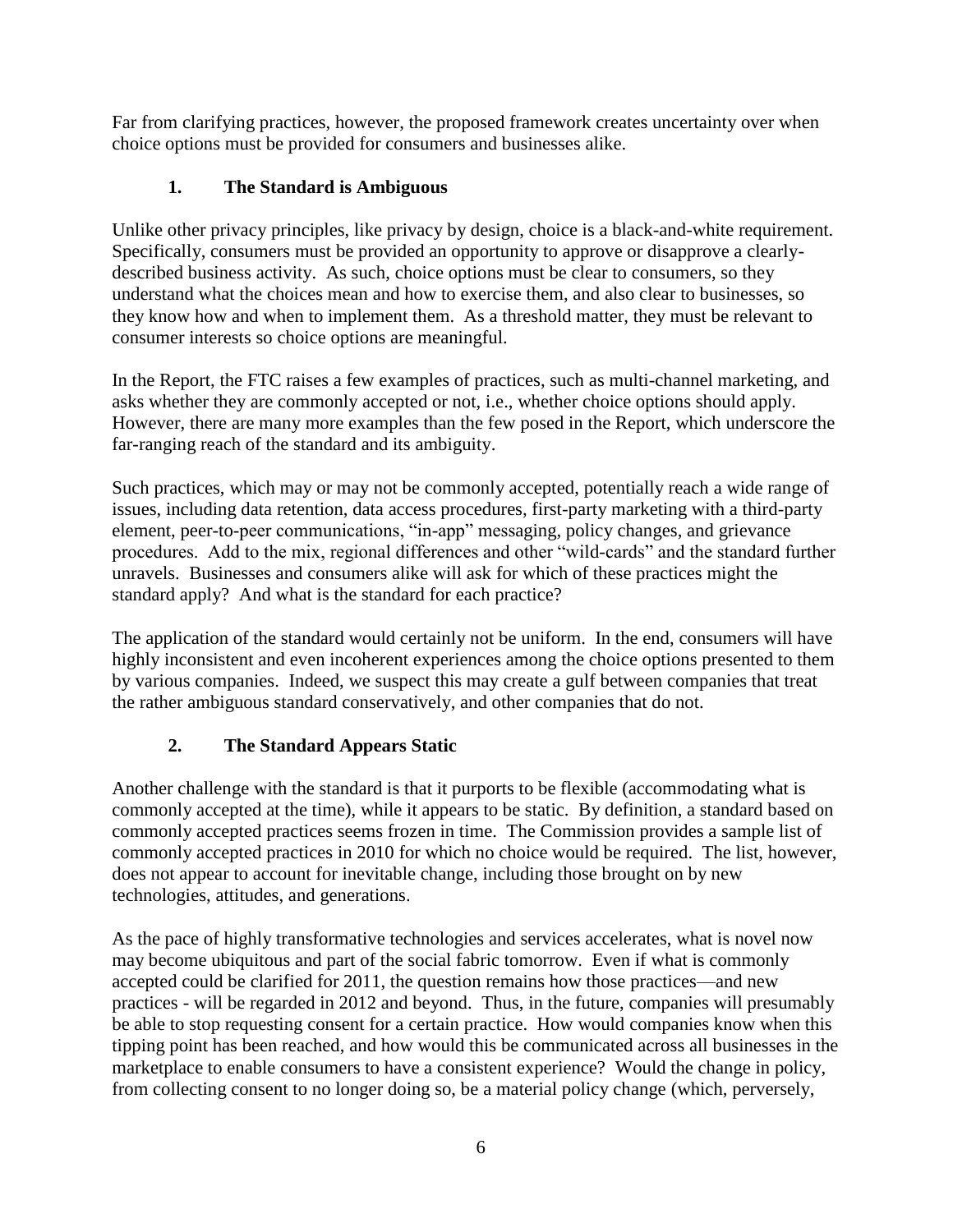Far from clarifying practices, however, the proposed framework creates uncertainty over when choice options must be provided for consumers and businesses alike.

### 1. The Standard is Ambiguous

Unlike other privacy principles, like privacy by design, choice is a black-and-white requirement. Specifically, consumers must be provided an opportunity to approve or disapprove a clearly-described business activity. As such, choice options must be clear to consumers, so they understand what the choices mean and how to exercise them, and also clear to businesses, so they know how and when to implement them. As a threshold matter, they must be relevant to consumer interests so choice options are meaningful.

In the Report, the FTC raises a few examples of practices, such as multi-channel marketing, and asks whether they are commonly accepted or not, i.e., whether choice options should apply. However, there are many more examples than the few posed in the Report, which underscore the far-ranging reach of the standard and its ambiguity.

Such practices, which may or may not be commonly accepted, potentially reach a wide range of issues, including data retention, data access procedures, first-party marketing with a third-party element, peer-to-peer communications, "in-app" messaging, policy changes, and grievance procedures. Add to the mix, regional differences and other "wild-cards" and the standard further unravels. Businesses and consumers alike will ask for which of these practices might the standard apply? And what is the standard for each practice?

The application of the standard would certainly not be uniform. In the end, consumers will have highly inconsistent and even incoherent experiences among the choice options presented to them by various companies. Indeed, we suspect this may create a gulf between companies that treat the rather ambiguous standard conservatively, and other companies that do not.

### 2. The Standard Appears Static

Another challenge with the standard is that it purports to be flexible (accommodating what is commonly accepted at the time), while it appears to be static. By definition, a standard based on commonly accepted practices seems frozen in time. The Commission provides a sample list of commonly accepted practices in 2010 for which no choice would be required. The list, however, does not appear to account for inevitable change, including those brought on by new technologies, attitudes, and generations.

As the pace of highly transformative technologies and services accelerates, what is novel now may become ubiquitous and part of the social fabric tomorrow. Even if what is commonly accepted could be clarified for 2011, the question remains how those practices—and new practices - will be regarded in 2012 and beyond. Thus, in the future, companies will presumably be able to stop requesting consent for a certain practice. How would companies know when this tipping point has been reached, and how would this be communicated across all businesses in the marketplace to enable consumers to have a consistent experience? Would the change in policy, from collecting consent to no longer doing so, be a material policy change (which, perversely,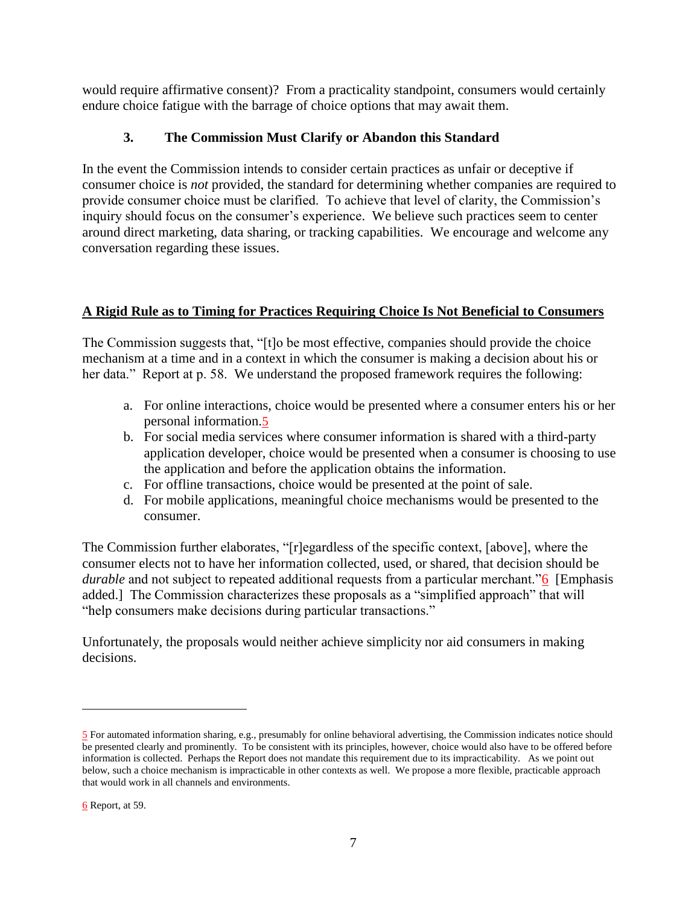would require affirmative consent)? From a practicality standpoint, consumers would certainly endure choice fatigue with the barrage of choice options that may await them.

### 3. The Commission Must Clarify or Abandon this Standard

In the event the Commission intends to consider certain practices as unfair or deceptive if consumer choice is *not* provided, the standard for determining whether companies are required to provide consumer choice must be clarified. To achieve that level of clarity, the Commission's inquiry should focus on the consumer's experience. We believe such practices seem to center around direct marketing, data sharing, or tracking capabilities. We encourage and welcome any conversation regarding these issues.

## A Rigid Rule as to Timing for Practices Requiring Choice Is Not Beneficial to Consumers

The Commission suggests that, "[t]o be most effective, companies should provide the choice mechanism at a time and in a context in which the consumer is making a decision about his or her data." Report at p. 58. We understand the proposed framework requires the following:

a. For online interactions, choice would be presented where a consumer enters his or her personal information.[5]
b. For social media services where consumer information is shared with a third-party application developer, choice would be presented when a consumer is choosing to use the application and before the application obtains the information.
c. For offline transactions, choice would be presented at the point of sale.
d. For mobile applications, meaningful choice mechanisms would be presented to the consumer.

The Commission further elaborates, "[r]egardless of the specific context, [above], where the consumer elects not to have her information collected, used, or shared, that decision should be *durable* and not subject to repeated additional requests from a particular merchant."[6] [Emphasis added.] The Commission characterizes these proposals as a "simplified approach" that will "help consumers make decisions during particular transactions."

Unfortunately, the proposals would neither achieve simplicity nor aid consumers in making decisions.

---

[5] For automated information sharing, e.g., presumably for online behavioral advertising, the Commission indicates notice should be presented clearly and prominently. To be consistent with its principles, however, choice would also have to be offered before information is collected. Perhaps the Report does not mandate this requirement due to its impracticability. As we point out below, such a choice mechanism is impracticable in other contexts as well. We propose a more flexible, practicable approach that would work in all channels and environments.

[6] Report, at 59.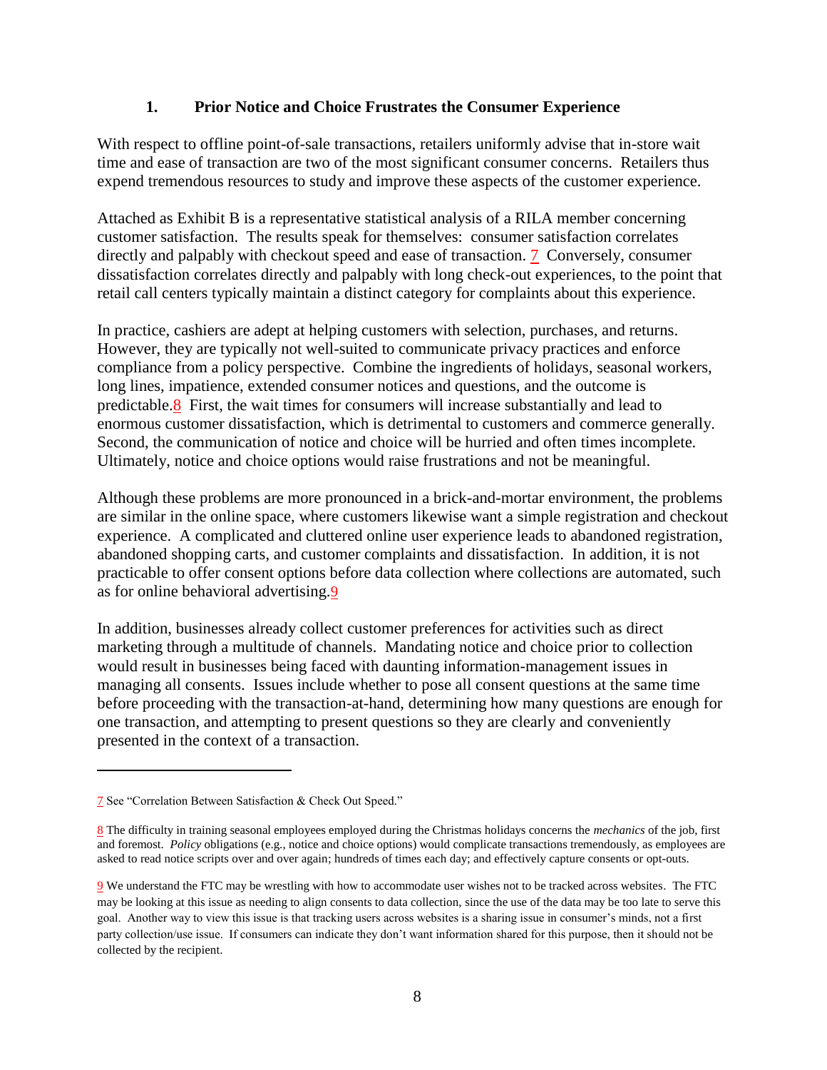### 1. Prior Notice and Choice Frustrates the Consumer Experience

With respect to offline point-of-sale transactions, retailers uniformly advise that in-store wait time and ease of transaction are two of the most significant consumer concerns. Retailers thus expend tremendous resources to study and improve these aspects of the customer experience.

Attached as Exhibit B is a representative statistical analysis of a RILA member concerning customer satisfaction. The results speak for themselves: consumer satisfaction correlates directly and palpably with checkout speed and ease of transaction. [7] Conversely, consumer dissatisfaction correlates directly and palpably with long check-out experiences, to the point that retail call centers typically maintain a distinct category for complaints about this experience.

In practice, cashiers are adept at helping customers with selection, purchases, and returns. However, they are typically not well-suited to communicate privacy practices and enforce compliance from a policy perspective. Combine the ingredients of holidays, seasonal workers, long lines, impatience, extended consumer notices and questions, and the outcome is predictable.[8] First, the wait times for consumers will increase substantially and lead to enormous customer dissatisfaction, which is detrimental to customers and commerce generally. Second, the communication of notice and choice will be hurried and often times incomplete. Ultimately, notice and choice options would raise frustrations and not be meaningful.

Although these problems are more pronounced in a brick-and-mortar environment, the problems are similar in the online space, where customers likewise want a simple registration and checkout experience. A complicated and cluttered online user experience leads to abandoned registration, abandoned shopping carts, and customer complaints and dissatisfaction. In addition, it is not practicable to offer consent options before data collection where collections are automated, such as for online behavioral advertising.[9]

In addition, businesses already collect customer preferences for activities such as direct marketing through a multitude of channels. Mandating notice and choice prior to collection would result in businesses being faced with daunting information-management issues in managing all consents. Issues include whether to pose all consent questions at the same time before proceeding with the transaction-at-hand, determining how many questions are enough for one transaction, and attempting to present questions so they are clearly and conveniently presented in the context of a transaction.

---

[7] See "Correlation Between Satisfaction & Check Out Speed."

[8] The difficulty in training seasonal employees employed during the Christmas holidays concerns the *mechanics* of the job, first and foremost. *Policy* obligations (e.g., notice and choice options) would complicate transactions tremendously, as employees are asked to read notice scripts over and over again; hundreds of times each day; and effectively capture consents or opt-outs.

[9] We understand the FTC may be wrestling with how to accommodate user wishes not to be tracked across websites. The FTC may be looking at this issue as needing to align consents to data collection, since the use of the data may be too late to serve this goal. Another way to view this issue is that tracking users across websites is a sharing issue in consumer's minds, not a first party collection/use issue. If consumers can indicate they don't want information shared for this purpose, then it should not be collected by the recipient.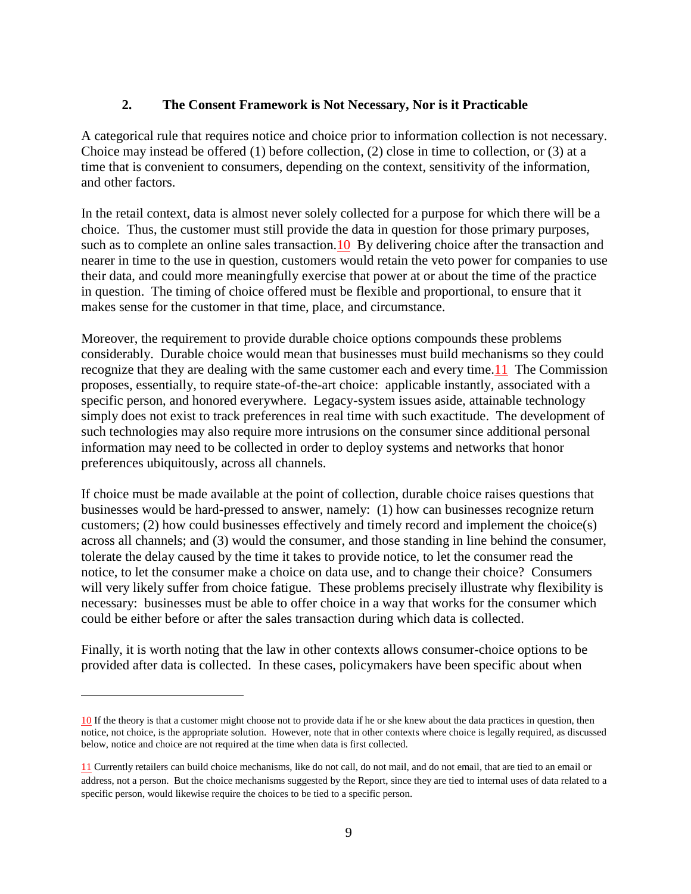### 2. The Consent Framework is Not Necessary, Nor is it Practicable

A categorical rule that requires notice and choice prior to information collection is not necessary. Choice may instead be offered (1) before collection, (2) close in time to collection, or (3) at a time that is convenient to consumers, depending on the context, sensitivity of the information, and other factors.

In the retail context, data is almost never solely collected for a purpose for which there will be a choice. Thus, the customer must still provide the data in question for those primary purposes, such as to complete an online sales transaction.[10] By delivering choice after the transaction and nearer in time to the use in question, customers would retain the veto power for companies to use their data, and could more meaningfully exercise that power at or about the time of the practice in question. The timing of choice offered must be flexible and proportional, to ensure that it makes sense for the customer in that time, place, and circumstance.

Moreover, the requirement to provide durable choice options compounds these problems considerably. Durable choice would mean that businesses must build mechanisms so they could recognize that they are dealing with the same customer each and every time.[11] The Commission proposes, essentially, to require state-of-the-art choice: applicable instantly, associated with a specific person, and honored everywhere. Legacy-system issues aside, attainable technology simply does not exist to track preferences in real time with such exactitude. The development of such technologies may also require more intrusions on the consumer since additional personal information may need to be collected in order to deploy systems and networks that honor preferences ubiquitously, across all channels.

If choice must be made available at the point of collection, durable choice raises questions that businesses would be hard-pressed to answer, namely: (1) how can businesses recognize return customers; (2) how could businesses effectively and timely record and implement the choice(s) across all channels; and (3) would the consumer, and those standing in line behind the consumer, tolerate the delay caused by the time it takes to provide notice, to let the consumer read the notice, to let the consumer make a choice on data use, and to change their choice? Consumers will very likely suffer from choice fatigue. These problems precisely illustrate why flexibility is necessary: businesses must be able to offer choice in a way that works for the consumer which could be either before or after the sales transaction during which data is collected.

Finally, it is worth noting that the law in other contexts allows consumer-choice options to be provided after data is collected. In these cases, policymakers have been specific about when

---

[10] If the theory is that a customer might choose not to provide data if he or she knew about the data practices in question, then notice, not choice, is the appropriate solution. However, note that in other contexts where choice is legally required, as discussed below, notice and choice are not required at the time when data is first collected.

[11] Currently retailers can build choice mechanisms, like do not call, do not mail, and do not email, that are tied to an email or address, not a person. But the choice mechanisms suggested by the Report, since they are tied to internal uses of data related to a specific person, would likewise require the choices to be tied to a specific person.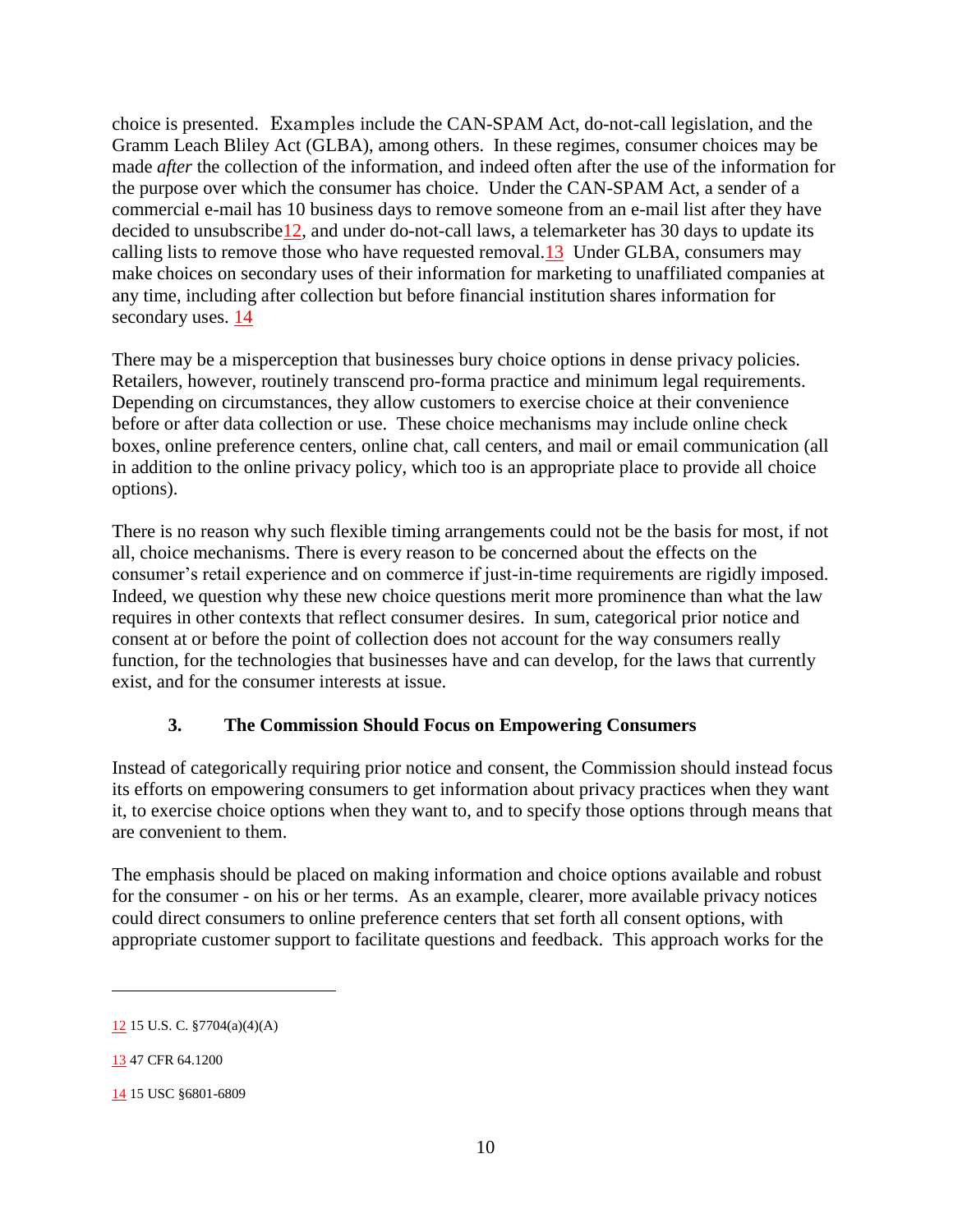choice is presented. Examples include the CAN-SPAM Act, do-not-call legislation, and the Gramm Leach Bliley Act (GLBA), among others. In these regimes, consumer choices may be made *after* the collection of the information, and indeed often after the use of the information for the purpose over which the consumer has choice. Under the CAN-SPAM Act, a sender of a commercial e-mail has 10 business days to remove someone from an e-mail list after they have decided to unsubscribe[12], and under do-not-call laws, a telemarketer has 30 days to update its calling lists to remove those who have requested removal.[13] Under GLBA, consumers may make choices on secondary uses of their information for marketing to unaffiliated companies at any time, including after collection but before financial institution shares information for secondary uses. [14]

There may be a misperception that businesses bury choice options in dense privacy policies. Retailers, however, routinely transcend pro-forma practice and minimum legal requirements. Depending on circumstances, they allow customers to exercise choice at their convenience before or after data collection or use. These choice mechanisms may include online check boxes, online preference centers, online chat, call centers, and mail or email communication (all in addition to the online privacy policy, which too is an appropriate place to provide all choice options).

There is no reason why such flexible timing arrangements could not be the basis for most, if not all, choice mechanisms. There is every reason to be concerned about the effects on the consumer's retail experience and on commerce if just-in-time requirements are rigidly imposed. Indeed, we question why these new choice questions merit more prominence than what the law requires in other contexts that reflect consumer desires. In sum, categorical prior notice and consent at or before the point of collection does not account for the way consumers really function, for the technologies that businesses have and can develop, for the laws that currently exist, and for the consumer interests at issue.

### 3. The Commission Should Focus on Empowering Consumers

Instead of categorically requiring prior notice and consent, the Commission should instead focus its efforts on empowering consumers to get information about privacy practices when they want it, to exercise choice options when they want to, and to specify those options through means that are convenient to them.

The emphasis should be placed on making information and choice options available and robust for the consumer - on his or her terms. As an example, clearer, more available privacy notices could direct consumers to online preference centers that set forth all consent options, with appropriate customer support to facilitate questions and feedback. This approach works for the

---

[12] 15 U.S. C. §7704(a)(4)(A)

[13] 47 CFR 64.1200

[14] 15 USC §6801-6809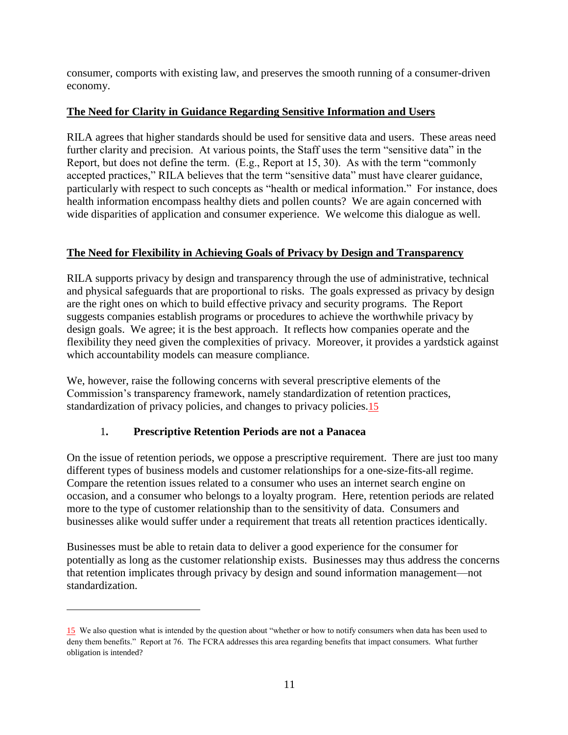consumer, comports with existing law, and preserves the smooth running of a consumer-driven economy.

## **The Need for Clarity in Guidance Regarding Sensitive Information and Users**

RILA agrees that higher standards should be used for sensitive data and users. These areas need further clarity and precision. At various points, the Staff uses the term "sensitive data" in the Report, but does not define the term. (E.g., Report at 15, 30). As with the term "commonly accepted practices," RILA believes that the term "sensitive data" must have clearer guidance, particularly with respect to such concepts as "health or medical information." For instance, does health information encompass healthy diets and pollen counts? We are again concerned with wide disparities of application and consumer experience. We welcome this dialogue as well.

## **The Need for Flexibility in Achieving Goals of Privacy by Design and Transparency**

RILA supports privacy by design and transparency through the use of administrative, technical and physical safeguards that are proportional to risks. The goals expressed as privacy by design are the right ones on which to build effective privacy and security programs. The Report suggests companies establish programs or procedures to achieve the worthwhile privacy by design goals. We agree; it is the best approach. It reflects how companies operate and the flexibility they need given the complexities of privacy. Moreover, it provides a yardstick against which accountability models can measure compliance.

We, however, raise the following concerns with several prescriptive elements of the Commission's transparency framework, namely standardization of retention practices, standardization of privacy policies, and changes to privacy policies.[15]

### 1. **Prescriptive Retention Periods are not a Panacea**

On the issue of retention periods, we oppose a prescriptive requirement. There are just too many different types of business models and customer relationships for a one-size-fits-all regime. Compare the retention issues related to a consumer who uses an internet search engine on occasion, and a consumer who belongs to a loyalty program. Here, retention periods are related more to the type of customer relationship than to the sensitivity of data. Consumers and businesses alike would suffer under a requirement that treats all retention practices identically.

Businesses must be able to retain data to deliver a good experience for the consumer for potentially as long as the customer relationship exists. Businesses may thus address the concerns that retention implicates through privacy by design and sound information management—not standardization.

---

[15] We also question what is intended by the question about "whether or how to notify consumers when data has been used to deny them benefits." Report at 76. The FCRA addresses this area regarding benefits that impact consumers. What further obligation is intended?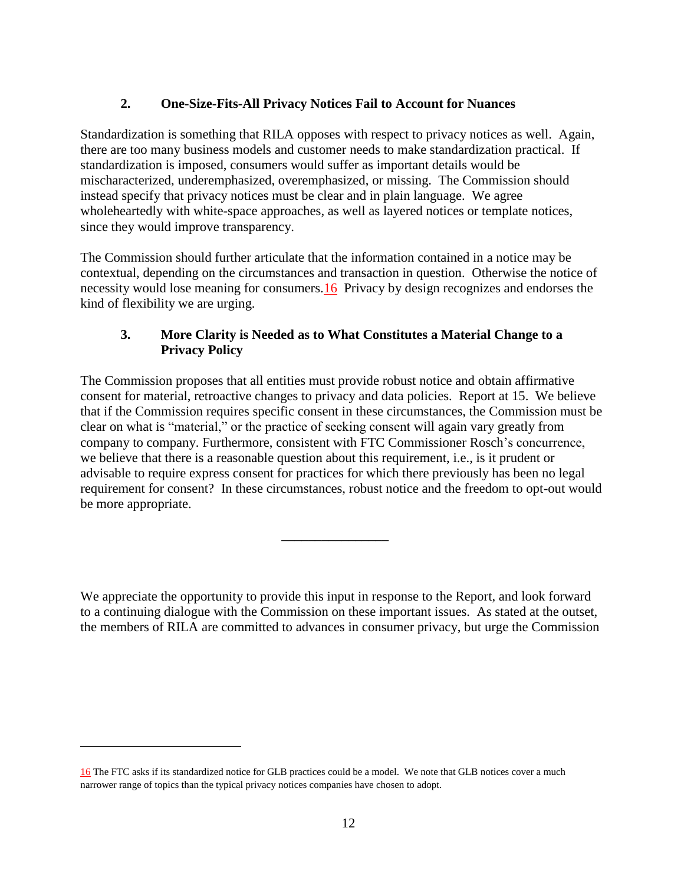### 2. One-Size-Fits-All Privacy Notices Fail to Account for Nuances

Standardization is something that RILA opposes with respect to privacy notices as well. Again, there are too many business models and customer needs to make standardization practical. If standardization is imposed, consumers would suffer as important details would be mischaracterized, underemphasized, overemphasized, or missing. The Commission should instead specify that privacy notices must be clear and in plain language. We agree wholeheartedly with white-space approaches, as well as layered notices or template notices, since they would improve transparency.

The Commission should further articulate that the information contained in a notice may be contextual, depending on the circumstances and transaction in question. Otherwise the notice of necessity would lose meaning for consumers.[16] Privacy by design recognizes and endorses the kind of flexibility we are urging.

### 3. More Clarity is Needed as to What Constitutes a Material Change to a Privacy Policy

The Commission proposes that all entities must provide robust notice and obtain affirmative consent for material, retroactive changes to privacy and data policies. Report at 15. We believe that if the Commission requires specific consent in these circumstances, the Commission must be clear on what is "material," or the practice of seeking consent will again vary greatly from company to company. Furthermore, consistent with FTC Commissioner Rosch's concurrence, we believe that there is a reasonable question about this requirement, i.e., is it prudent or advisable to require express consent for practices for which there previously has been no legal requirement for consent? In these circumstances, robust notice and the freedom to opt-out would be more appropriate.

---

We appreciate the opportunity to provide this input in response to the Report, and look forward to a continuing dialogue with the Commission on these important issues. As stated at the outset, the members of RILA are committed to advances in consumer privacy, but urge the Commission

---

[16] The FTC asks if its standardized notice for GLB practices could be a model. We note that GLB notices cover a much narrower range of topics than the typical privacy notices companies have chosen to adopt.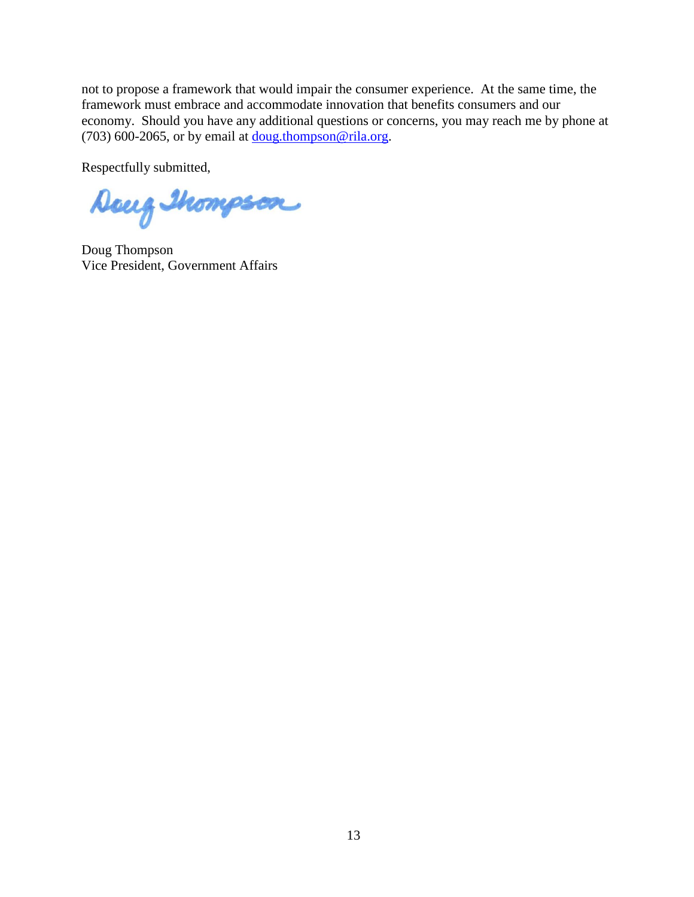not to propose a framework that would impair the consumer experience. At the same time, the framework must embrace and accommodate innovation that benefits consumers and our economy. Should you have any additional questions or concerns, you may reach me by phone at (703) 600-2065, or by email at doug.thompson@rila.org.

Respectfully submitted,

Doug Thompson
Vice President, Government Affairs